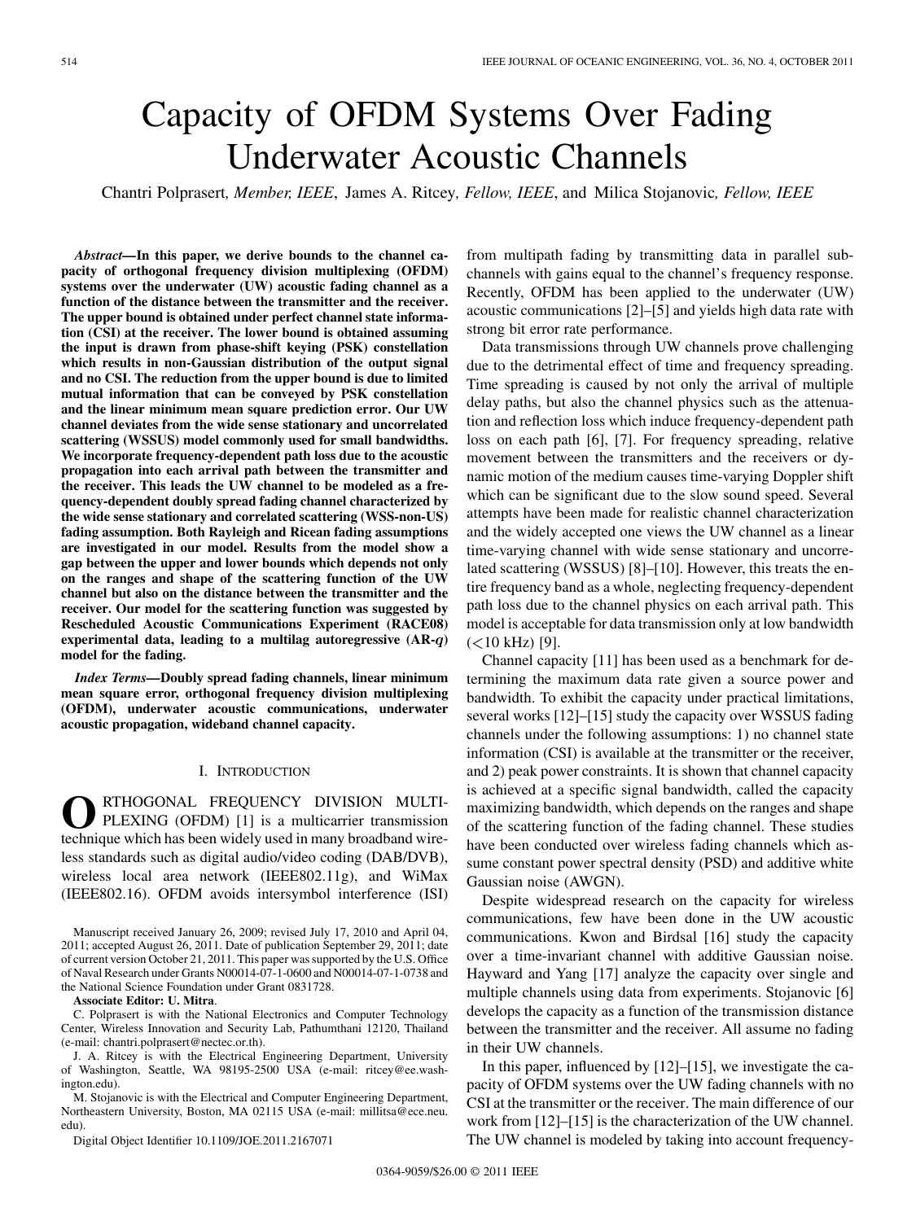# Capacity of OFDM Systems Over Fading Underwater Acoustic Channels

Chantri Polprasert, *Member, IEEE*, James A. Ritcey, *Fellow, IEEE*, and Milica Stojanovic, *Fellow, IEEE*

***Abstract*—In this paper, we derive bounds to the channel capacity of orthogonal frequency division multiplexing (OFDM) systems over the underwater (UW) acoustic fading channel as a function of the distance between the transmitter and the receiver. The upper bound is obtained under perfect channel state information (CSI) at the receiver. The lower bound is obtained assuming the input is drawn from phase-shift keying (PSK) constellation which results in non-Gaussian distribution of the output signal and no CSI. The reduction from the upper bound is due to limited mutual information that can be conveyed by PSK constellation and the linear minimum mean square prediction error. Our UW channel deviates from the wide sense stationary and uncorrelated scattering (WSSUS) model commonly used for small bandwidths. We incorporate frequency-dependent path loss due to the acoustic propagation into each arrival path between the transmitter and the receiver. This leads the UW channel to be modeled as a frequency-dependent doubly spread fading channel characterized by the wide sense stationary and correlated scattering (WSS-non-US) fading assumption. Both Rayleigh and Ricean fading assumptions are investigated in our model. Results from the model show a gap between the upper and lower bounds which depends not only on the ranges and shape of the scattering function of the UW channel but also on the distance between the transmitter and the receiver. Our model for the scattering function was suggested by Rescheduled Acoustic Communications Experiment (RACE08) experimental data, leading to a multilag autoregressive (AR-*q*) model for the fading.**

***Index Terms*—Doubly spread fading channels, linear minimum mean square error, orthogonal frequency division multiplexing (OFDM), underwater acoustic communications, underwater acoustic propagation, wideband channel capacity.**

## I. Introduction

ORTHOGONAL FREQUENCY DIVISION MULTIPLEXING (OFDM) [1] is a multicarrier transmission technique which has been widely used in many broadband wireless standards such as digital audio/video coding (DAB/DVB), wireless local area network (IEEE802.11g), and WiMax (IEEE802.16). OFDM avoids intersymbol interference (ISI) from multipath fading by transmitting data in parallel subchannels with gains equal to the channel's frequency response. Recently, OFDM has been applied to the underwater (UW) acoustic communications [2]–[5] and yields high data rate with strong bit error rate performance.

Data transmissions through UW channels prove challenging due to the detrimental effect of time and frequency spreading. Time spreading is caused by not only the arrival of multiple delay paths, but also the channel physics such as the attenuation and reflection loss which induce frequency-dependent path loss on each path [6], [7]. For frequency spreading, relative movement between the transmitters and the receivers or dynamic motion of the medium causes time-varying Doppler shift which can be significant due to the slow sound speed. Several attempts have been made for realistic channel characterization and the widely accepted one views the UW channel as a linear time-varying channel with wide sense stationary and uncorrelated scattering (WSSUS) [8]–[10]. However, this treats the entire frequency band as a whole, neglecting frequency-dependent path loss due to the channel physics on each arrival path. This model is acceptable for data transmission only at low bandwidth (<10 kHz) [9].

Channel capacity [11] has been used as a benchmark for determining the maximum data rate given a source power and bandwidth. To exhibit the capacity under practical limitations, several works [12]–[15] study the capacity over WSSUS fading channels under the following assumptions: 1) no channel state information (CSI) is available at the transmitter or the receiver, and 2) peak power constraints. It is shown that channel capacity is achieved at a specific signal bandwidth, called the capacity maximizing bandwidth, which depends on the ranges and shape of the scattering function of the fading channel. These studies have been conducted over wireless fading channels which assume constant power spectral density (PSD) and additive white Gaussian noise (AWGN).

Despite widespread research on the capacity for wireless communications, few have been done in the UW acoustic communications. Kwon and Birdsal [16] study the capacity over a time-invariant channel with additive Gaussian noise. Hayward and Yang [17] analyze the capacity over single and multiple channels using data from experiments. Stojanovic [6] develops the capacity as a function of the transmission distance between the transmitter and the receiver. All assume no fading in their UW channels.

In this paper, influenced by [12]–[15], we investigate the capacity of OFDM systems over the UW fading channels with no CSI at the transmitter or the receiver. The main difference of our work from [12]–[15] is the characterization of the UW channel. The UW channel is modeled by taking into account frequency-

Manuscript received January 26, 2009; revised July 17, 2010 and April 04, 2011; accepted August 26, 2011. Date of publication September 29, 2011; date of current version October 21, 2011. This paper was supported by the U.S. Office of Naval Research under Grants N00014-07-1-0600 and N00014-07-1-0738 and the National Science Foundation under Grant 0831728.

**Associate Editor: U. Mitra**.

C. Polprasert is with the National Electronics and Computer Technology Center, Wireless Innovation and Security Lab, Pathumthani 12120, Thailand (e-mail: chantri.polprasert@nectec.or.th).

J. A. Ritcey is with the Electrical Engineering Department, University of Washington, Seattle, WA 98195-2500 USA (e-mail: ritcey@ee.washington.edu).

M. Stojanovic is with the Electrical and Computer Engineering Department, Northeastern University, Boston, MA 02115 USA (e-mail: millitsa@ece.neu.edu).

Digital Object Identifier 10.1109/JOE.2011.2167071

0364-9059/$26.00 © 2011 IEEE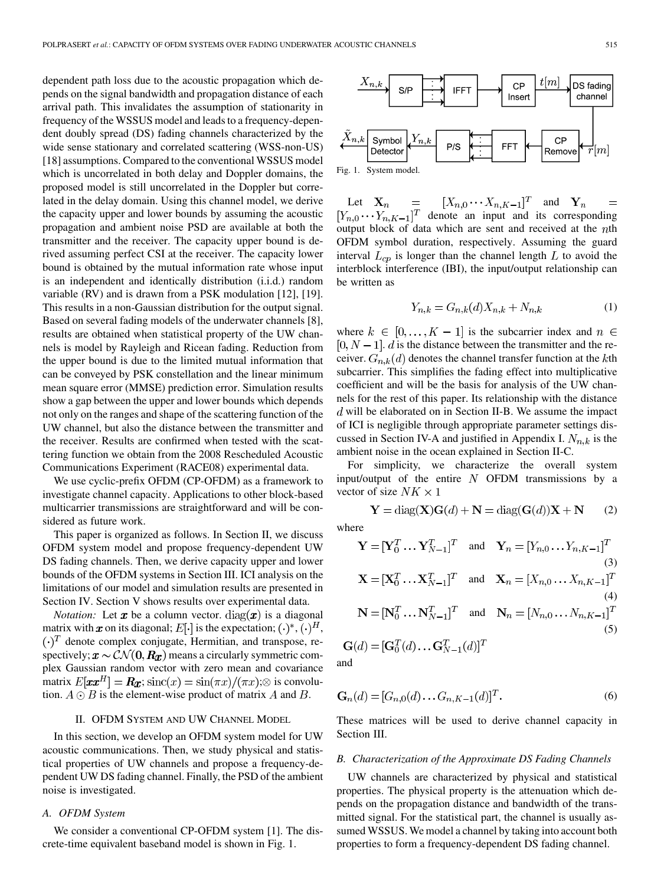dependent path loss due to the acoustic propagation which depends on the signal bandwidth and propagation distance of each arrival path. This invalidates the assumption of stationarity in frequency of the WSSUS model and leads to a frequency-dependent doubly spread (DS) fading channels characterized by the wide sense stationary and correlated scattering (WSS-non-US) [18] assumptions. Compared to the conventional WSSUS model which is uncorrelated in both delay and Doppler domains, the proposed model is still uncorrelated in the Doppler but correlated in the delay domain. Using this channel model, we derive the capacity upper and lower bounds by assuming the acoustic propagation and ambient noise PSD are available at both the transmitter and the receiver. The capacity upper bound is derived assuming perfect CSI at the receiver. The capacity lower bound is obtained by the mutual information rate whose input is an independent and identically distribution (i.i.d.) random variable (RV) and is drawn from a PSK modulation [12], [19]. This results in a non-Gaussian distribution for the output signal. Based on several fading models of the underwater channels [8], results are obtained when statistical property of the UW channels is model by Rayleigh and Ricean fading. Reduction from the upper bound is due to the limited mutual information that can be conveyed by PSK constellation and the linear minimum mean square error (MMSE) prediction error. Simulation results show a gap between the upper and lower bounds which depends not only on the ranges and shape of the scattering function of the UW channel, but also the distance between the transmitter and the receiver. Results are confirmed when tested with the scattering function we obtain from the 2008 Rescheduled Acoustic Communications Experiment (RACE08) experimental data.

We use cyclic-prefix OFDM (CP-OFDM) as a framework to investigate channel capacity. Applications to other block-based multicarrier transmissions are straightforward and will be considered as future work.

This paper is organized as follows. In Section II, we discuss OFDM system model and propose frequency-dependent UW DS fading channels. Then, we derive capacity upper and lower bounds of the OFDM systems in Section III. ICI analysis on the limitations of our model and simulation results are presented in Section IV. Section V shows results over experimental data.

*Notation:* Let $\boldsymbol{x}$ be a column vector. $\text{diag}(\boldsymbol{x})$ is a diagonal matrix with $\boldsymbol{x}$ on its diagonal; $E[\cdot]$ is the expectation; $(\cdot)^*$, $(\cdot)^H$, $(\cdot)^T$ denote complex conjugate, Hermitian, and transpose, respectively; $\boldsymbol{x} \sim \mathcal{CN}(\boldsymbol{0}, \boldsymbol{R_x})$ means a circularly symmetric complex Gaussian random vector with zero mean and covariance matrix $E[\boldsymbol{x}\boldsymbol{x}^H] = \boldsymbol{R_x}$; $\text{sinc}(x) = \sin(\pi x)/(\pi x)$; $\otimes$ is convolution. $A \odot B$ is the element-wise product of matrix $A$ and $B$.

## II. OFDM System and UW Channel Model

In this section, we develop an OFDM system model for UW acoustic communications. Then, we study physical and statistical properties of UW channels and propose a frequency-dependent UW DS fading channel. Finally, the PSD of the ambient noise is investigated.

### A. OFDM System

We consider a conventional CP-OFDM system [1]. The discrete-time equivalent baseband model is shown in Fig. 1.

$X_{n,k}$
S/P
IFFT
CP Insert
$t[m]$
DS fading channel
$\tilde{X}_{n,k}$
Symbol Detector
$Y_{n,k}$
P/S
FFT
CP Remove
$r[m]$

Fig. 1. System model.

Let $\mathbf{X}_n = [X_{n,0} \cdots X_{n,K-1}]^T$ and $\mathbf{Y}_n = [Y_{n,0} \cdots Y_{n,K-1}]^T$ denote an input and its corresponding output block of data which are sent and received at the $n$th OFDM symbol duration, respectively. Assuming the guard interval $L_{cp}$ is longer than the channel length $L$ to avoid the interblock interference (IBI), the input/output relationship can be written as

$$Y_{n,k} = G_{n,k}(d)X_{n,k} + N_{n,k} \tag{1}$$

where $k \in [0, \ldots, K-1]$ is the subcarrier index and $n \in [0, N-1]$. $d$ is the distance between the transmitter and the receiver. $G_{n,k}(d)$ denotes the channel transfer function at the $k$th subcarrier. This simplifies the fading effect into multiplicative coefficient and will be the basis for analysis of the UW channels for the rest of this paper. Its relationship with the distance $d$ will be elaborated on in Section II-B. We assume the impact of ICI is negligible through appropriate parameter settings discussed in Section IV-A and justified in Appendix I. $N_{n,k}$ is the ambient noise in the ocean explained in Section II-C.

For simplicity, we characterize the overall system input/output of the entire $N$ OFDM transmissions by a vector of size $NK \times 1$

$$\mathbf{Y} = \text{diag}(\mathbf{X})\mathbf{G}(d) + \mathbf{N} = \text{diag}(\mathbf{G}(d))\mathbf{X} + \mathbf{N} \tag{2}$$

where

$$\mathbf{Y} = [\mathbf{Y}_0^T \ldots \mathbf{Y}_{N-1}^T]^T \quad \text{and} \quad \mathbf{Y}_n = [Y_{n,0} \ldots Y_{n,K-1}]^T \tag{3}$$

$$\mathbf{X} = [\mathbf{X}_0^T \ldots \mathbf{X}_{N-1}^T]^T \quad \text{and} \quad \mathbf{X}_n = [X_{n,0} \ldots X_{n,K-1}]^T \tag{4}$$

$$\mathbf{N} = [\mathbf{N}_0^T \ldots \mathbf{N}_{N-1}^T]^T \quad \text{and} \quad \mathbf{N}_n = [N_{n,0} \ldots N_{n,K-1}]^T \tag{5}$$

$$\mathbf{G}(d) = [\mathbf{G}_0^T(d) \ldots \mathbf{G}_{N-1}^T(d)]^T$$

and

$$\mathbf{G}_n(d) = [G_{n,0}(d) \ldots G_{n,K-1}(d)]^T. \tag{6}$$

These matrices will be used to derive channel capacity in Section III.

### B. Characterization of the Approximate DS Fading Channels

UW channels are characterized by physical and statistical properties. The physical property is the attenuation which depends on the propagation distance and bandwidth of the transmitted signal. For the statistical part, the channel is usually assumed WSSUS. We model a channel by taking into account both properties to form a frequency-dependent DS fading channel.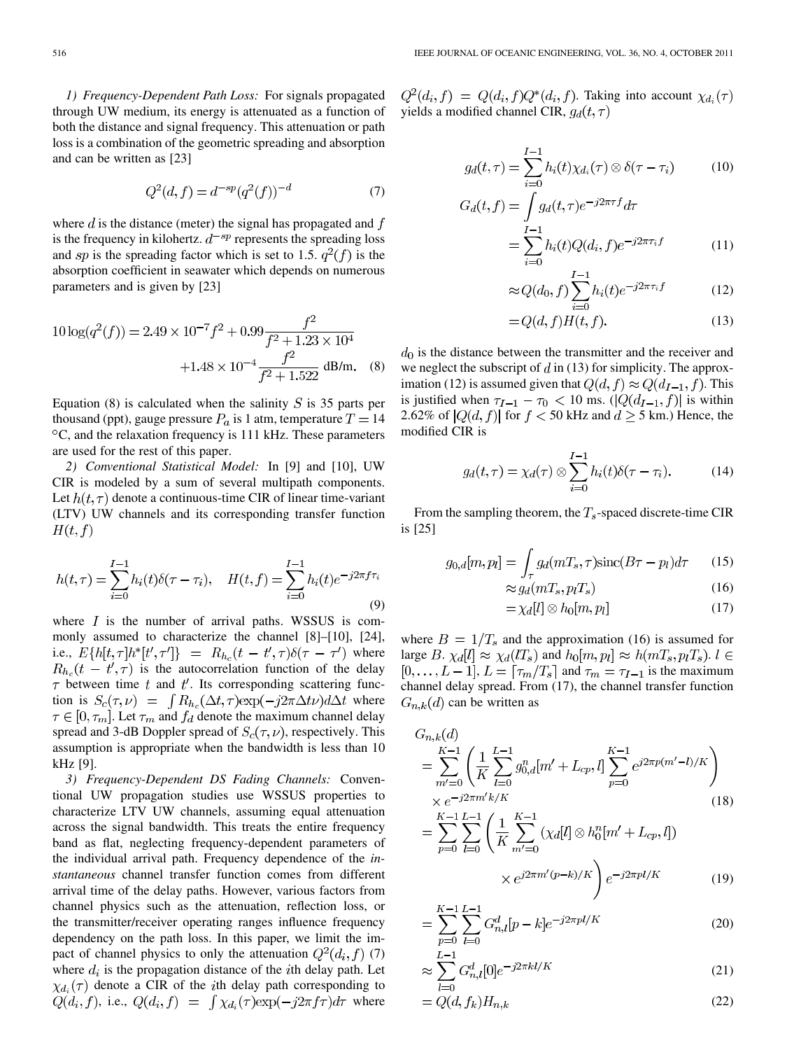*1) Frequency-Dependent Path Loss:* For signals propagated through UW medium, its energy is attenuated as a function of both the distance and signal frequency. This attenuation or path loss is a combination of the geometric spreading and absorption and can be written as [23]

$$Q^2(d,f) = d^{-sp}(q^2(f))^{-d} \tag{7}$$

where $d$ is the distance (meter) the signal has propagated and $f$ is the frequency in kilohertz. $d^{-sp}$ represents the spreading loss and $sp$ is the spreading factor which is set to 1.5. $q^2(f)$ is the absorption coefficient in seawater which depends on numerous parameters and is given by [23]

$$10\log(q^2(f)) = 2.49\times 10^{-7}f^2 + 0.99\frac{f^2}{f^2+1.23\times 10^4} + 1.48\times 10^{-4}\frac{f^2}{f^2+1.522}\ \text{dB/m}. \tag{8}$$

Equation (8) is calculated when the salinity $S$ is 35 parts per thousand (ppt), gauge pressure $P_a$ is 1 atm, temperature $T = 14$ °C, and the relaxation frequency is 111 kHz. These parameters are used for the rest of this paper.

*2) Conventional Statistical Model:* In [9] and [10], UW CIR is modeled by a sum of several multipath components. Let $h(t,\tau)$ denote a continuous-time CIR of linear time-variant (LTV) UW channels and its corresponding transfer function $H(t,f)$

$$h(t,\tau) = \sum_{i=0}^{I-1} h_i(t)\delta(\tau-\tau_i), \quad H(t,f) = \sum_{i=0}^{I-1} h_i(t)e^{-j2\pi f\tau_i} \tag{9}$$

where $I$ is the number of arrival paths. WSSUS is commonly assumed to characterize the channel [8]–[10], [24], i.e., $E\{h[t,\tau]h^*[t',\tau']\} = R_{h_c}(t-t',\tau)\delta(\tau-\tau')$ where $R_{h_c}(t-t',\tau)$ is the autocorrelation function of the delay $\tau$ between time $t$ and $t'$. Its corresponding scattering function is $S_c(\tau,\nu) = \int R_{h_c}(\Delta t,\tau)\exp(-j2\pi\Delta t\nu)d\Delta t$ where $\tau\in[0,\tau_m]$. Let $\tau_m$ and $f_d$ denote the maximum channel delay spread and 3-dB Doppler spread of $S_c(\tau,\nu)$, respectively. This assumption is appropriate when the bandwidth is less than 10 kHz [9].

*3) Frequency-Dependent DS Fading Channels:* Conventional UW propagation studies use WSSUS properties to characterize LTV UW channels, assuming equal attenuation across the signal bandwidth. This treats the entire frequency band as flat, neglecting frequency-dependent parameters of the individual arrival path. Frequency dependence of the *instantaneous* channel transfer function comes from different arrival time of the delay paths. However, various factors from channel physics such as the attenuation, reflection loss, or the transmitter/receiver operating ranges influence frequency dependency on the path loss. In this paper, we limit the impact of channel physics to only the attenuation $Q^2(d_i,f)$ (7) where $d_i$ is the propagation distance of the $i$th delay path. Let $\chi_{d_i}(\tau)$ denote a CIR of the $i$th delay path corresponding to $Q(d_i,f)$, i.e., $Q(d_i,f) = \int\chi_{d_i}(\tau)\exp(-j2\pi f\tau)d\tau$ where $Q^2(d_i,f) = Q(d_i,f)Q^*(d_i,f)$. Taking into account $\chi_{d_i}(\tau)$ yields a modified channel CIR, $g_d(t,\tau)$

$$g_d(t,\tau) = \sum_{i=0}^{I-1} h_i(t)\chi_{d_i}(\tau)\otimes\delta(\tau-\tau_i) \tag{10}$$

$$\begin{aligned} G_d(t,f) &= \int g_d(t,\tau)e^{-j2\pi\tau f}d\tau \\ &= \sum_{i=0}^{I-1} h_i(t)Q(d_i,f)e^{-j2\pi\tau_i f} \qquad (11)\\ &\approx Q(d_0,f)\sum_{i=0}^{I-1} h_i(t)e^{-j2\pi\tau_i f} \qquad (12)\\ &= Q(d,f)H(t,f). \qquad (13)\end{aligned}$$

$d_0$ is the distance between the transmitter and the receiver and we neglect the subscript of $d$ in (13) for simplicity. The approximation (12) is assumed given that $Q(d,f)\approx Q(d_{I-1},f)$. This is justified when $\tau_{I-1}-\tau_0 < 10$ ms. ($|Q(d_{I-1},f)|$ is within 2.62% of $|Q(d,f)|$ for $f < 50$ kHz and $d \geq 5$ km.) Hence, the modified CIR is

$$g_d(t,\tau) = \chi_d(\tau)\otimes\sum_{i=0}^{I-1} h_i(t)\delta(\tau-\tau_i). \tag{14}$$

From the sampling theorem, the $T_s$-spaced discrete-time CIR is [25]

$$\begin{aligned} g_{0,d}[m,p_l] &= \int_\tau g_d(mT_s,\tau)\text{sinc}(B\tau-p_l)d\tau \qquad (15)\\ &\approx g_d(mT_s,p_lT_s) \qquad (16)\\ &= \chi_d[l]\otimes h_0[m,p_l] \qquad (17)\end{aligned}$$

where $B = 1/T_s$ and the approximation (16) is assumed for large $B$. $\chi_d[l]\approx\chi_d(lT_s)$ and $h_0[m,p_l]\approx h(mT_s,p_lT_s)$. $l\in[0,\ldots,L-1]$, $L = \lceil\tau_m/T_s\rceil$ and $\tau_m = \tau_{I-1}$ is the maximum channel delay spread. From (17), the channel transfer function $G_{n,k}(d)$ can be written as

$$\begin{aligned} G_{n,k}(d) &= \sum_{m'=0}^{K-1}\left(\frac{1}{K}\sum_{l=0}^{L-1} g_{0,d}^n[m'+L_{cp},l]\sum_{p=0}^{K-1} e^{j2\pi p(m'-l)/K}\right) \times e^{-j2\pi m'k/K} \qquad (18)\\ &= \sum_{p=0}^{K-1}\sum_{l=0}^{L-1}\left(\frac{1}{K}\sum_{m'=0}^{K-1}(\chi_d[l]\otimes h_0^n[m'+L_{cp},l]) \times e^{j2\pi m'(p-k)/K}\right)e^{-j2\pi pl/K} \qquad (19)\\ &= \sum_{p=0}^{K-1}\sum_{l=0}^{L-1} G_{n,l}^d[p-k]e^{-j2\pi pl/K} \qquad (20)\\ &\approx \sum_{l=0}^{L-1} G_{n,l}^d[0]e^{-j2\pi kl/K} \qquad (21)\\ &= Q(d,f_k)H_{n,k} \qquad (22)\end{aligned}$$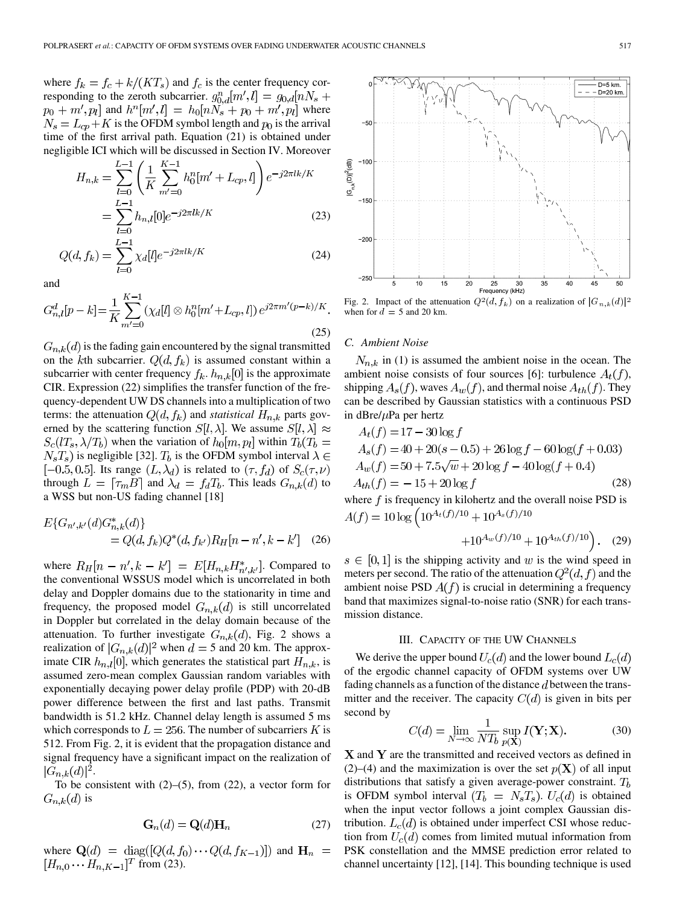where $f_k = f_c + k/(KT_s)$ and $f_c$ is the center frequency corresponding to the zeroth subcarrier. $g_{0,d}^n[m', l] = g_{0,d}[nN_s + p_0 + m', p_l]$ and $h^n[m', l] = h_0[nN_s + p_0 + m', p_l]$ where $N_s = L_{cp} + K$ is the OFDM symbol length and $p_0$ is the arrival time of the first arrival path. Equation (21) is obtained under negligible ICI which will be discussed in Section IV. Moreover

$$H_{n,k} = \sum_{l=0}^{L-1} \left( \frac{1}{K} \sum_{m'=0}^{K-1} h_0^n[m' + L_{cp}, l] \right) e^{-j2\pi lk/K} = \sum_{l=0}^{L-1} h_{n,l}[0] e^{-j2\pi lk/K} \tag{23}$$

$$Q(d, f_k) = \sum_{l=0}^{L-1} \chi_d[l] e^{-j2\pi lk/K} \tag{24}$$

and

$$G_{n,l}^d[p-k] = \frac{1}{K} \sum_{m'=0}^{K-1} (\chi_d[l] \otimes h_0^n[m' + L_{cp}, l]) e^{j2\pi m'(p-k)/K}. \tag{25}$$

$G_{n,k}(d)$ is the fading gain encountered by the signal transmitted on the $k$th subcarrier. $Q(d, f_k)$ is assumed constant within a subcarrier with center frequency $f_k$. $h_{n,k}[0]$ is the approximate CIR. Expression (22) simplifies the transfer function of the frequency-dependent UW DS channels into a multiplication of two terms: the attenuation $Q(d, f_k)$ and *statistical* $H_{n,k}$ parts governed by the scattering function $S[l, \lambda]$. We assume $S[l, \lambda] \approx S_c(lT_s, \lambda/T_b)$ when the variation of $h_0[m, p_l]$ within $T_b(T_b = N_sT_s)$ is negligible [32]. $T_b$ is the OFDM symbol interval $\lambda \in [-0.5, 0.5]$. Its range $(L, \lambda_d)$ is related to $(\tau, f_d)$ of $S_c(\tau, \nu)$ through $L = \lceil \tau_m B \rceil$ and $\lambda_d = f_d T_b$. This leads $G_{n,k}(d)$ to a WSS but non-US fading channel [18]

$$E\{G_{n',k'}(d) G_{n,k}^*(d)\} = Q(d, f_k) Q^*(d, f_{k'}) R_H[n - n', k - k'] \tag{26}$$

where $R_H[n - n', k - k'] = E[H_{n,k} H_{n',k'}^*]$. Compared to the conventional WSSUS model which is uncorrelated in both delay and Doppler domains due to the stationarity in time and frequency, the proposed model $G_{n,k}(d)$ is still uncorrelated in Doppler but correlated in the delay domain because of the attenuation. To further investigate $G_{n,k}(d)$, Fig. 2 shows a realization of $|G_{n,k}(d)|^2$ when $d = 5$ and 20 km. The approximate CIR $h_{n,l}[0]$, which generates the statistical part $H_{n,k}$, is assumed zero-mean complex Gaussian random variables with exponentially decaying power delay profile (PDP) with 20-dB power difference between the first and last paths. Transmit bandwidth is 51.2 kHz. Channel delay length is assumed 5 ms which corresponds to $L = 256$. The number of subcarriers $K$ is 512. From Fig. 2, it is evident that the propagation distance and signal frequency have a significant impact on the realization of $|G_{n,k}(d)|^2$.

To be consistent with (2)–(5), from (22), a vector form for $G_{n,k}(d)$ is

$$\mathbf{G}_n(d) = \mathbf{Q}(d) \mathbf{H}_n \tag{27}$$

where $\mathbf{Q}(d) = \text{diag}([Q(d, f_0) \cdots Q(d, f_{K-1})])$ and $\mathbf{H}_n = [H_{n,0} \cdots H_{n,K-1}]^T$ from (23).

Fig. 2. Impact of the attenuation $Q^2(d, f_k)$ on a realization of $|G_{n,k}(d)|^2$ when for $d = 5$ and 20 km.

### C. Ambient Noise

$N_{n,k}$ in (1) is assumed the ambient noise in the ocean. The ambient noise consists of four sources [6]: turbulence $A_t(f)$, shipping $A_s(f)$, waves $A_w(f)$, and thermal noise $A_{th}(f)$. They can be described by Gaussian statistics with a continuous PSD in dBre/$\mu$Pa per hertz

$$\begin{aligned}
A_t(f) &= 17 - 30 \log f \\
A_s(f) &= 40 + 20(s - 0.5) + 26 \log f - 60 \log(f + 0.03) \\
A_w(f) &= 50 + 7.5\sqrt{w} + 20 \log f - 40 \log(f + 0.4) \\
A_{th}(f) &= -15 + 20 \log f
\end{aligned} \tag{28}$$

where $f$ is frequency in kilohertz and the overall noise PSD is

$$A(f) = 10 \log \left( 10^{A_t(f)/10} + 10^{A_s(f)/10} + 10^{A_w(f)/10} + 10^{A_{th}(f)/10} \right). \tag{29}$$

$s \in [0, 1]$ is the shipping activity and $w$ is the wind speed in meters per second. The ratio of the attenuation $Q^2(d, f)$ and the ambient noise PSD $A(f)$ is crucial in determining a frequency band that maximizes signal-to-noise ratio (SNR) for each transmission distance.

## III. Capacity of the UW Channels

We derive the upper bound $U_c(d)$ and the lower bound $L_c(d)$ of the ergodic channel capacity of OFDM systems over UW fading channels as a function of the distance $d$ between the transmitter and the receiver. The capacity $C(d)$ is given in bits per second by

$$C(d) = \lim_{N \to \infty} \frac{1}{NT_b} \sup_{p(\mathbf{X})} I(\mathbf{Y}; \mathbf{X}). \tag{30}$$

$\mathbf{X}$ and $\mathbf{Y}$ are the transmitted and received vectors as defined in (2)–(4) and the maximization is over the set $p(\mathbf{X})$ of all input distributions that satisfy a given average-power constraint. $T_b$ is OFDM symbol interval $(T_b = N_sT_s)$. $U_c(d)$ is obtained when the input vector follows a joint complex Gaussian distribution. $L_c(d)$ is obtained under imperfect CSI whose reduction from $U_c(d)$ comes from limited mutual information from PSK constellation and the MMSE prediction error related to channel uncertainty [12], [14]. This bounding technique is used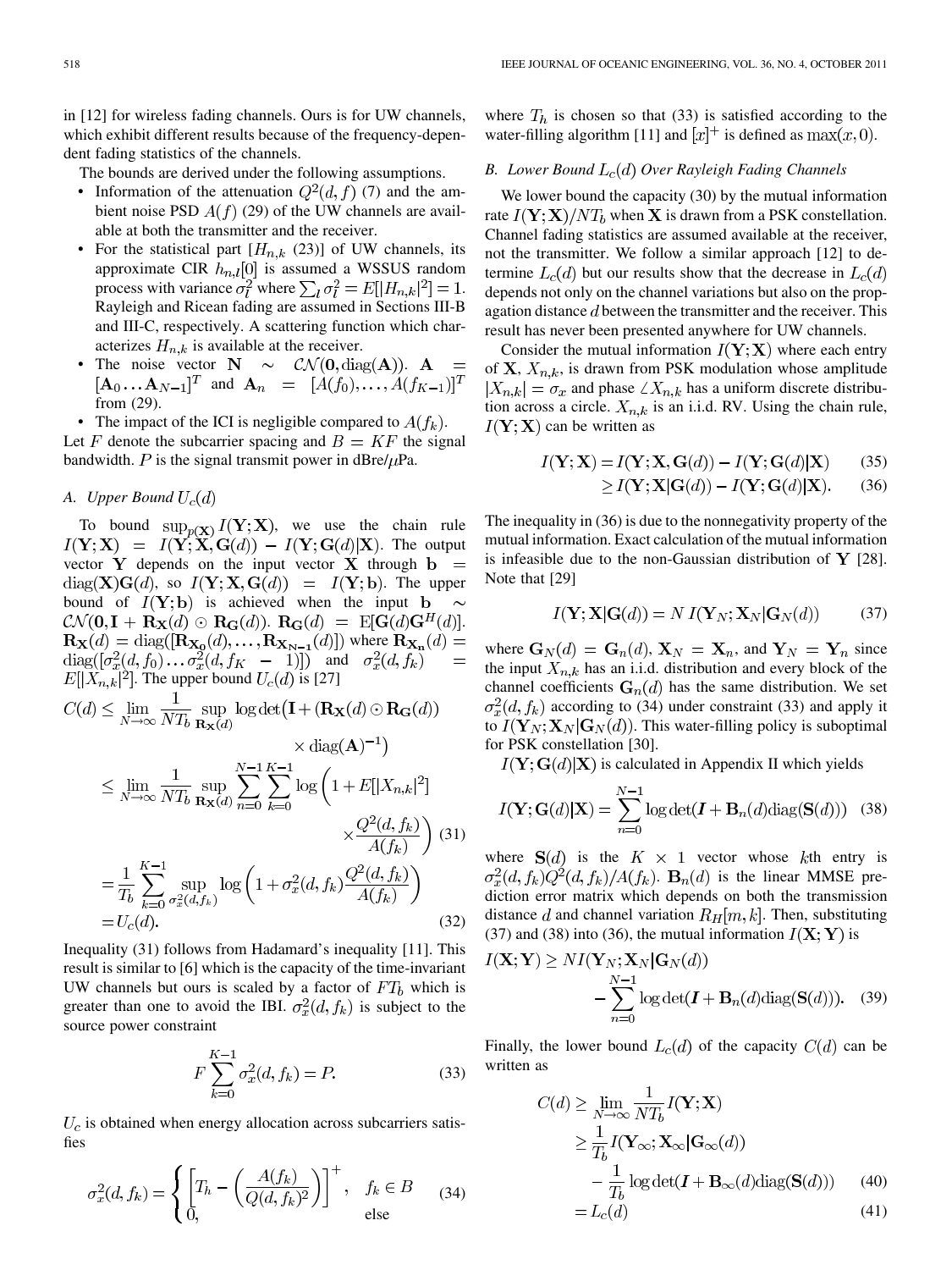in [12] for wireless fading channels. Ours is for UW channels, which exhibit different results because of the frequency-dependent fading statistics of the channels.

The bounds are derived under the following assumptions.

- Information of the attenuation $Q^2(d,f)$ (7) and the ambient noise PSD $A(f)$ (29) of the UW channels are available at both the transmitter and the receiver.
- For the statistical part [$H_{n,k}$ (23)] of UW channels, its approximate CIR $h_{n,l}[0]$ is assumed a WSSUS random process with variance $\sigma_l^2$ where $\sum_l \sigma_l^2 = E[|H_{n,k}|^2] = 1$. Rayleigh and Ricean fading are assumed in Sections III-B and III-C, respectively. A scattering function which characterizes $H_{n,k}$ is available at the receiver.
- The noise vector $\mathbf{N} \sim \mathcal{CN}(\mathbf{0}, \mathrm{diag}(\mathbf{A}))$. $\mathbf{A} = [\mathbf{A}_0 \ldots \mathbf{A}_{N-1}]^T$ and $\mathbf{A}_n = [A(f_0), \ldots, A(f_{K-1})]^T$ from (29).
- The impact of the ICI is negligible compared to $A(f_k)$.

Let $F$ denote the subcarrier spacing and $B = KF$ the signal bandwidth. $P$ is the signal transmit power in dBre/$\mu$Pa.

### A. Upper Bound $U_c(d)$

To bound $\sup_{p(\mathbf{X})} I(\mathbf{Y};\mathbf{X})$, we use the chain rule $I(\mathbf{Y};\mathbf{X}) = I(\mathbf{Y};\mathbf{X},\mathbf{G}(d)) - I(\mathbf{Y};\mathbf{G}(d)|\mathbf{X})$. The output vector $\mathbf{Y}$ depends on the input vector $\mathbf{X}$ through $\mathbf{b} = \mathrm{diag}(\mathbf{X})\mathbf{G}(d)$, so $I(\mathbf{Y};\mathbf{X},\mathbf{G}(d)) = I(\mathbf{Y};\mathbf{b})$. The upper bound of $I(\mathbf{Y};\mathbf{b})$ is achieved when the input $\mathbf{b} \sim \mathcal{CN}(\mathbf{0}, \mathbf{I} + \mathbf{R}_{\mathbf{X}}(d) \odot \mathbf{R}_{\mathbf{G}}(d))$. $\mathbf{R}_{\mathbf{G}}(d) = \mathrm{E}[\mathbf{G}(d)\mathbf{G}^H(d)]$. $\mathbf{R}_{\mathbf{X}}(d) = \mathrm{diag}([\mathbf{R}_{\mathbf{X_0}}(d), \ldots, \mathbf{R}_{\mathbf{X_{N-1}}}(d)])$ where $\mathbf{R}_{\mathbf{X_n}}(d) = \mathrm{diag}([\sigma_x^2(d,f_0) \ldots \sigma_x^2(d,f_K-1)])$ and $\sigma_x^2(d,f_k) = E[|X_{n,k}|^2]$. The upper bound $U_c(d)$ is [27]

$$
\begin{aligned}
C(d) &\le \lim_{N\to\infty} \frac{1}{NT_b} \sup_{\mathbf{R_X}(d)} \log\det\big(\mathbf{I} + (\mathbf{R_X}(d) \odot \mathbf{R_G}(d)) \times \mathrm{diag}(\mathbf{A})^{-1}\big) \\
&\le \lim_{N\to\infty} \frac{1}{NT_b} \sup_{\mathbf{R_X}(d)} \sum_{n=0}^{N-1}\sum_{k=0}^{K-1} \log\left(1 + E[|X_{n,k}|^2] \times \frac{Q^2(d,f_k)}{A(f_k)}\right) \qquad (31)\\
&= \frac{1}{T_b}\sum_{k=0}^{K-1} \sup_{\sigma_x^2(d,f_k)} \log\left(1 + \sigma_x^2(d,f_k)\frac{Q^2(d,f_k)}{A(f_k)}\right) \\
&= U_c(d). \qquad (32)
\end{aligned}
$$

Inequality (31) follows from Hadamard's inequality [11]. This result is similar to [6] which is the capacity of the time-invariant UW channels but ours is scaled by a factor of $FT_b$ which is greater than one to avoid the IBI. $\sigma_x^2(d,f_k)$ is subject to the source power constraint

$$
F\sum_{k=0}^{K-1} \sigma_x^2(d,f_k) = P. \qquad (33)
$$

$U_c$ is obtained when energy allocation across subcarriers satisfies

$$
\sigma_x^2(d,f_k) = \begin{cases} \left[T_h - \left(\dfrac{A(f_k)}{Q(d,f_k)^2}\right)\right]^+, & f_k \in B \\ 0, & \text{else} \end{cases} \qquad (34)
$$

where $T_h$ is chosen so that (33) is satisfied according to the water-filling algorithm [11] and $[x]^+$ is defined as $\max(x,0)$.

### B. Lower Bound $L_c(d)$ Over Rayleigh Fading Channels

We lower bound the capacity (30) by the mutual information rate $I(\mathbf{Y};\mathbf{X})/NT_b$ when $\mathbf{X}$ is drawn from a PSK constellation. Channel fading statistics are assumed available at the receiver, not the transmitter. We follow a similar approach [12] to determine $L_c(d)$ but our results show that the decrease in $L_c(d)$ depends not only on the channel variations but also on the propagation distance $d$ between the transmitter and the receiver. This result has never been presented anywhere for UW channels.

Consider the mutual information $I(\mathbf{Y};\mathbf{X})$ where each entry of $\mathbf{X}$, $X_{n,k}$, is drawn from PSK modulation whose amplitude $|X_{n,k}| = \sigma_x$ and phase $\angle X_{n,k}$ has a uniform discrete distribution across a circle. $X_{n,k}$ is an i.i.d. RV. Using the chain rule, $I(\mathbf{Y};\mathbf{X})$ can be written as

$$
\begin{aligned}
I(\mathbf{Y};\mathbf{X}) &= I(\mathbf{Y};\mathbf{X},\mathbf{G}(d)) - I(\mathbf{Y};\mathbf{G}(d)|\mathbf{X}) \qquad (35)\\
&\ge I(\mathbf{Y};\mathbf{X}|\mathbf{G}(d)) - I(\mathbf{Y};\mathbf{G}(d)|\mathbf{X}). \qquad (36)
\end{aligned}
$$

The inequality in (36) is due to the nonnegativity property of the mutual information. Exact calculation of the mutual information is infeasible due to the non-Gaussian distribution of $\mathbf{Y}$ [28]. Note that [29]

$$
I(\mathbf{Y};\mathbf{X}|\mathbf{G}(d)) = N\, I(\mathbf{Y}_N;\mathbf{X}_N|\mathbf{G}_N(d)) \qquad (37)
$$

where $\mathbf{G}_N(d) = \mathbf{G}_n(d)$, $\mathbf{X}_N = \mathbf{X}_n$, and $\mathbf{Y}_N = \mathbf{Y}_n$ since the input $X_{n,k}$ has an i.i.d. distribution and every block of the channel coefficients $\mathbf{G}_n(d)$ has the same distribution. We set $\sigma_x^2(d,f_k)$ according to (34) under constraint (33) and apply it to $I(\mathbf{Y}_N;\mathbf{X}_N|\mathbf{G}_N(d))$. This water-filling policy is suboptimal for PSK constellation [30].

$I(\mathbf{Y};\mathbf{G}(d)|\mathbf{X})$ is calculated in Appendix II which yields

$$
I(\mathbf{Y};\mathbf{G}(d)|\mathbf{X}) = \sum_{n=0}^{N-1} \log\det(\boldsymbol{I} + \mathbf{B}_n(d)\mathrm{diag}(\mathbf{S}(d))) \qquad (38)
$$

where $\mathbf{S}(d)$ is the $K \times 1$ vector whose $k$th entry is $\sigma_x^2(d,f_k)Q^2(d,f_k)/A(f_k)$. $\mathbf{B}_n(d)$ is the linear MMSE prediction error matrix which depends on both the transmission distance $d$ and channel variation $R_H[m,k]$. Then, substituting (37) and (38) into (36), the mutual information $I(\mathbf{X};\mathbf{Y})$ is

$$
I(\mathbf{X};\mathbf{Y}) \ge N I(\mathbf{Y}_N;\mathbf{X}_N|\mathbf{G}_N(d)) - \sum_{n=0}^{N-1} \log\det(\boldsymbol{I} + \mathbf{B}_n(d)\mathrm{diag}(\mathbf{S}(d))). \qquad (39)
$$

Finally, the lower bound $L_c(d)$ of the capacity $C(d)$ can be written as

$$
\begin{aligned}
C(d) &\ge \lim_{N\to\infty} \frac{1}{NT_b} I(\mathbf{Y};\mathbf{X}) \\
&\ge \frac{1}{T_b} I(\mathbf{Y}_\infty;\mathbf{X}_\infty|\mathbf{G}_\infty(d)) - \frac{1}{T_b}\log\det(\boldsymbol{I} + \mathbf{B}_\infty(d)\mathrm{diag}(\mathbf{S}(d))) \qquad (40)\\
&= L_c(d) \qquad (41)
\end{aligned}
$$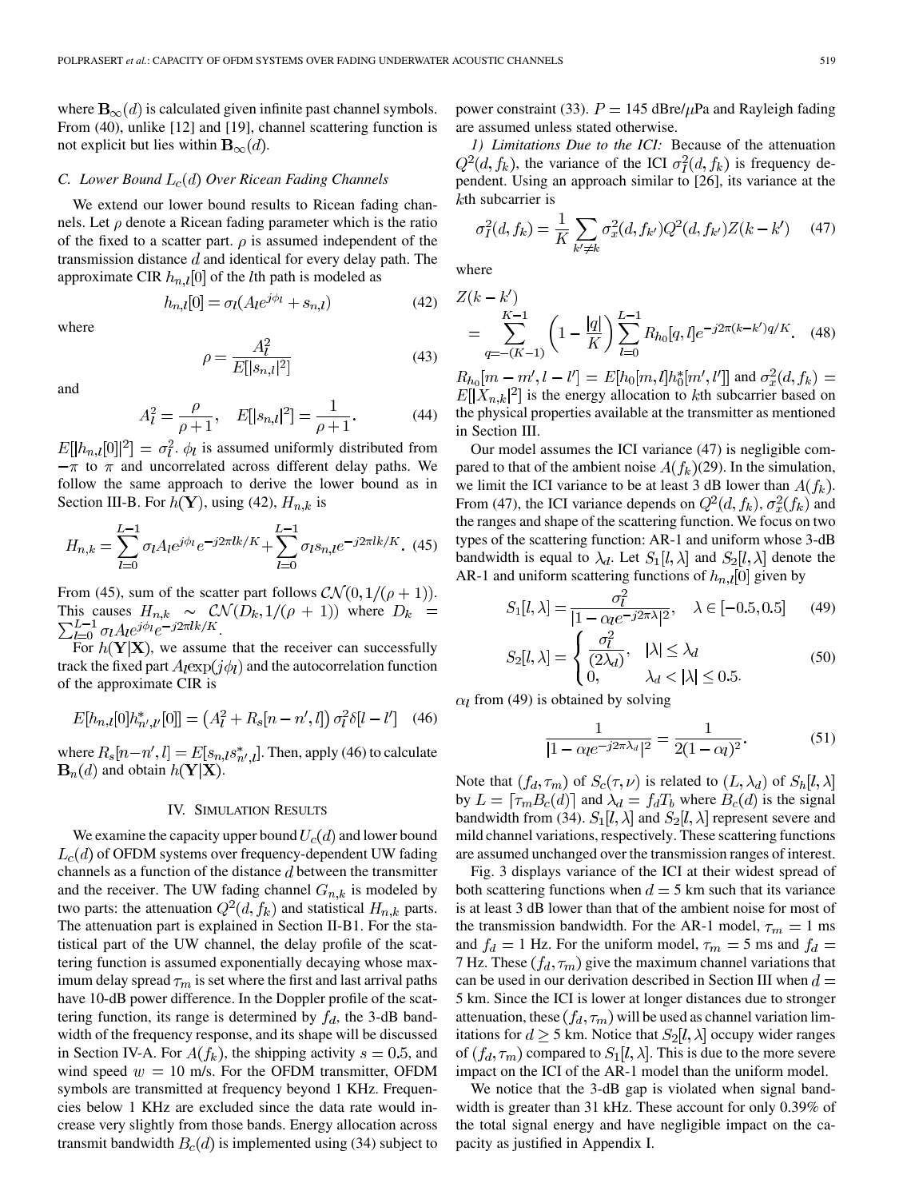where $\mathbf{B}_\infty(d)$ is calculated given infinite past channel symbols. From (40), unlike [12] and [19], channel scattering function is not explicit but lies within $\mathbf{B}_\infty(d)$.

### C. Lower Bound $L_c(d)$ Over Ricean Fading Channels

We extend our lower bound results to Ricean fading channels. Let $\rho$ denote a Ricean fading parameter which is the ratio of the fixed to a scatter part. $\rho$ is assumed independent of the transmission distance $d$ and identical for every delay path. The approximate CIR $h_{n,l}[0]$ of the $l$th path is modeled as

$$h_{n,l}[0] = \sigma_l(A_l e^{j\phi_l} + s_{n,l}) \tag{42}$$

where

$$\rho = \frac{A_l^2}{E[|s_{n,l}|^2]} \tag{43}$$

and

$$A_l^2 = \frac{\rho}{\rho+1}, \quad E[|s_{n,l}|^2] = \frac{1}{\rho+1}. \tag{44}$$

$E[|h_{n,l}[0]|^2] = \sigma_l^2$. $\phi_l$ is assumed uniformly distributed from $-\pi$ to $\pi$ and uncorrelated across different delay paths. We follow the same approach to derive the lower bound as in Section III-B. For $h(\mathbf{Y})$, using (42), $H_{n,k}$ is

$$H_{n,k} = \sum_{l=0}^{L-1} \sigma_l A_l e^{j\phi_l} e^{-j2\pi lk/K} + \sum_{l=0}^{L-1} \sigma_l s_{n,l} e^{-j2\pi lk/K}. \tag{45}$$

From (45), sum of the scatter part follows $\mathcal{CN}(0, 1/(\rho+1))$. This causes $H_{n,k} \sim \mathcal{CN}(D_k, 1/(\rho+1))$ where $D_k = \sum_{l=0}^{L-1} \sigma_l A_l e^{j\phi_l} e^{-j2\pi lk/K}$.

For $h(\mathbf{Y}|\mathbf{X})$, we assume that the receiver can successfully track the fixed part $A_l \exp(j\phi_l)$ and the autocorrelation function of the approximate CIR is

$$E[h_{n,l}[0]h^*_{n',l'}[0]] = \left(A_l^2 + R_s[n-n', l]\right)\sigma_l^2 \delta[l-l'] \tag{46}$$

where $R_s[n-n', l] = E[s_{n,l}s^*_{n',l}]$. Then, apply (46) to calculate $\mathbf{B}_n(d)$ and obtain $h(\mathbf{Y}|\mathbf{X})$.

## IV. Simulation Results

We examine the capacity upper bound $U_c(d)$ and lower bound $L_c(d)$ of OFDM systems over frequency-dependent UW fading channels as a function of the distance $d$ between the transmitter and the receiver. The UW fading channel $G_{n,k}$ is modeled by two parts: the attenuation $Q^2(d, f_k)$ and statistical $H_{n,k}$ parts. The attenuation part is explained in Section II-B1. For the statistical part of the UW channel, the delay profile of the scattering function is assumed exponentially decaying whose maximum delay spread $\tau_m$ is set where the first and last arrival paths have 10-dB power difference. In the Doppler profile of the scattering function, its range is determined by $f_d$, the 3-dB bandwidth of the frequency response, and its shape will be discussed in Section IV-A. For $A(f_k)$, the shipping activity $s = 0.5$, and wind speed $w = 10$ m/s. For the OFDM transmitter, OFDM symbols are transmitted at frequency beyond 1 KHz. Frequencies below 1 KHz are excluded since the data rate would increase very slightly from those bands. Energy allocation across transmit bandwidth $B_c(d)$ is implemented using (34) subject to power constraint (33). $P = 145$ dBre/$\mu$Pa and Rayleigh fading are assumed unless stated otherwise.

*1) Limitations Due to the ICI:* Because of the attenuation $Q^2(d, f_k)$, the variance of the ICI $\sigma_I^2(d, f_k)$ is frequency dependent. Using an approach similar to [26], its variance at the $k$th subcarrier is

$$\sigma_I^2(d, f_k) = \frac{1}{K}\sum_{k' \neq k} \sigma_x^2(d, f_{k'}) Q^2(d, f_{k'}) Z(k-k') \tag{47}$$

where

$$Z(k-k') = \sum_{q=-(K-1)}^{K-1} \left(1 - \frac{|q|}{K}\right) \sum_{l=0}^{L-1} R_{h_0}[q, l] e^{-j2\pi(k-k')q/K}. \tag{48}$$

$R_{h_0}[m-m', l-l'] = E[h_0[m,l]h_0^*[m',l']]$ and $\sigma_x^2(d, f_k) = E[|X_{n,k}|^2]$ is the energy allocation to $k$th subcarrier based on the physical properties available at the transmitter as mentioned in Section III.

Our model assumes the ICI variance (47) is negligible compared to that of the ambient noise $A(f_k)$(29). In the simulation, we limit the ICI variance to be at least 3 dB lower than $A(f_k)$. From (47), the ICI variance depends on $Q^2(d, f_k)$, $\sigma_x^2(f_k)$ and the ranges and shape of the scattering function. We focus on two types of the scattering function: AR-1 and uniform whose 3-dB bandwidth is equal to $\lambda_d$. Let $S_1[l, \lambda]$ and $S_2[l, \lambda]$ denote the AR-1 and uniform scattering functions of $h_{n,l}[0]$ given by

$$S_1[l, \lambda] = \frac{\sigma_l^2}{|1 - \alpha_l e^{-j2\pi\lambda}|^2}, \quad \lambda \in [-0.5, 0.5] \tag{49}$$

$$S_2[l, \lambda] = \begin{cases} \dfrac{\sigma_l^2}{(2\lambda_d)}, & |\lambda| \leq \lambda_d \\ 0, & \lambda_d < |\lambda| \leq 0.5. \end{cases} \tag{50}$$

$\alpha_l$ from (49) is obtained by solving

$$\frac{1}{|1 - \alpha_l e^{-j2\pi\lambda_d}|^2} = \frac{1}{2(1-\alpha_l)^2}. \tag{51}$$

Note that $(f_d, \tau_m)$ of $S_c(\tau, \nu)$ is related to $(L, \lambda_d)$ of $S_h[l, \lambda]$ by $L = \lceil \tau_m B_c(d) \rceil$ and $\lambda_d = f_d T_b$ where $B_c(d)$ is the signal bandwidth from (34). $S_1[l, \lambda]$ and $S_2[l, \lambda]$ represent severe and mild channel variations, respectively. These scattering functions are assumed unchanged over the transmission ranges of interest.

Fig. 3 displays variance of the ICI at their widest spread of both scattering functions when $d = 5$ km such that its variance is at least 3 dB lower than that of the ambient noise for most of the transmission bandwidth. For the AR-1 model, $\tau_m = 1$ ms and $f_d = 1$ Hz. For the uniform model, $\tau_m = 5$ ms and $f_d = 7$ Hz. These $(f_d, \tau_m)$ give the maximum channel variations that can be used in our derivation described in Section III when $d = 5$ km. Since the ICI is lower at longer distances due to stronger attenuation, these $(f_d, \tau_m)$ will be used as channel variation limitations for $d \geq 5$ km. Notice that $S_2[l, \lambda]$ occupy wider ranges of $(f_d, \tau_m)$ compared to $S_1[l, \lambda]$. This is due to the more severe impact on the ICI of the AR-1 model than the uniform model.

We notice that the 3-dB gap is violated when signal bandwidth is greater than 31 kHz. These account for only 0.39% of the total signal energy and have negligible impact on the capacity as justified in Appendix I.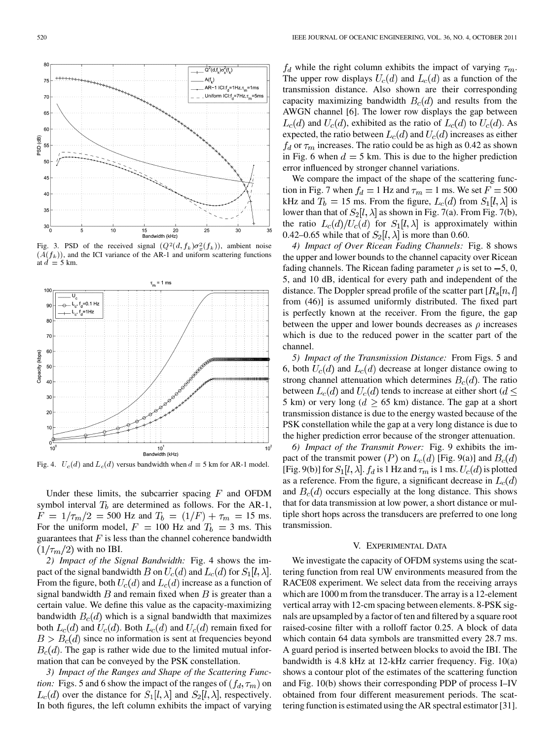Fig. 3. PSD of the received signal ($Q^2(d, f_k)\sigma_x^2(f_k)$), ambient noise ($A(f_k)$), and the ICI variance of the AR-1 and uniform scattering functions at $d = 5$ km.

Fig. 4. $U_c(d)$ and $L_c(d)$ versus bandwidth when $d = 5$ km for AR-1 model.

Under these limits, the subcarrier spacing $F$ and OFDM symbol interval $T_b$ are determined as follows. For the AR-1, $F = 1/\tau_m/2 = 500$ Hz and $T_b = (1/F) + \tau_m = 15$ ms. For the uniform model, $F = 100$ Hz and $T_b = 3$ ms. This guarantees that $F$ is less than the channel coherence bandwidth $(1/\tau_m/2)$ with no IBI.

*2) Impact of the Signal Bandwidth:* Fig. 4 shows the impact of the signal bandwidth $B$ on $U_c(d)$ and $L_c(d)$ for $S_1[l, \lambda]$. From the figure, both $U_c(d)$ and $L_c(d)$ increase as a function of signal bandwidth $B$ and remain fixed when $B$ is greater than a certain value. We define this value as the capacity-maximizing bandwidth $B_c(d)$ which is a signal bandwidth that maximizes both $L_c(d)$ and $U_c(d)$. Both $L_c(d)$ and $U_c(d)$ remain fixed for $B > B_c(d)$ since no information is sent at frequencies beyond $B_c(d)$. The gap is rather wide due to the limited mutual information that can be conveyed by the PSK constellation.

*3) Impact of the Ranges and Shape of the Scattering Function:* Figs. 5 and 6 show the impact of the ranges of $(f_d, \tau_m)$ on $L_c(d)$ over the distance for $S_1[l, \lambda]$ and $S_2[l, \lambda]$, respectively. In both figures, the left column exhibits the impact of varying $f_d$ while the right column exhibits the impact of varying $\tau_m$. The upper row displays $U_c(d)$ and $L_c(d)$ as a function of the transmission distance. Also shown are their corresponding capacity maximizing bandwidth $B_c(d)$ and results from the AWGN channel [6]. The lower row displays the gap between $L_c(d)$ and $U_c(d)$, exhibited as the ratio of $L_c(d)$ to $U_c(d)$. As expected, the ratio between $L_c(d)$ and $U_c(d)$ increases as either $f_d$ or $\tau_m$ increases. The ratio could be as high as 0.42 as shown in Fig. 6 when $d = 5$ km. This is due to the higher prediction error influenced by stronger channel variations.

We compare the impact of the shape of the scattering function in Fig. 7 when $f_d = 1$ Hz and $\tau_m = 1$ ms. We set $F = 500$ kHz and $T_b = 15$ ms. From the figure, $L_c(d)$ from $S_1[l, \lambda]$ is lower than that of $S_2[l, \lambda]$ as shown in Fig. 7(a). From Fig. 7(b), the ratio $L_c(d)/U_c(d)$ for $S_1[l, \lambda]$ is approximately within 0.42–0.65 while that of $S_2[l, \lambda]$ is more than 0.60.

*4) Impact of Over Ricean Fading Channels:* Fig. 8 shows the upper and lower bounds to the channel capacity over Ricean fading channels. The Ricean fading parameter $\rho$ is set to $-5$, 0, 5, and 10 dB, identical for every path and independent of the distance. The Doppler spread profile of the scatter part [$R_s[n, l]$ from (46)] is assumed uniformly distributed. The fixed part is perfectly known at the receiver. From the figure, the gap between the upper and lower bounds decreases as $\rho$ increases which is due to the reduced power in the scatter part of the channel.

*5) Impact of the Transmission Distance:* From Figs. 5 and 6, both $U_c(d)$ and $L_c(d)$ decrease at longer distance owing to strong channel attenuation which determines $B_c(d)$. The ratio between $L_c(d)$ and $U_c(d)$ tends to increase at either short ($d \leq 5$ km) or very long ($d \geq 65$ km) distance. The gap at a short transmission distance is due to the energy wasted because of the PSK constellation while the gap at a very long distance is due to the higher prediction error because of the stronger attenuation.

*6) Impact of the Transmit Power:* Fig. 9 exhibits the impact of the transmit power ($P$) on $L_c(d)$ [Fig. 9(a)] and $B_c(d)$ [Fig. 9(b)] for $S_1[l, \lambda]$. $f_d$ is 1 Hz and $\tau_m$ is 1 ms. $U_c(d)$ is plotted as a reference. From the figure, a significant decrease in $L_c(d)$ and $B_c(d)$ occurs especially at the long distance. This shows that for data transmission at low power, a short distance or multiple short hops across the transducers are preferred to one long transmission.

## V. Experimental Data

We investigate the capacity of OFDM systems using the scattering function from real UW environments measured from the RACE08 experiment. We select data from the receiving arrays which are 1000 m from the transducer. The array is a 12-element vertical array with 12-cm spacing between elements. 8-PSK signals are upsampled by a factor of ten and filtered by a square root raised-cosine filter with a rolloff factor 0.25. A block of data which contain 64 data symbols are transmitted every 28.7 ms. A guard period is inserted between blocks to avoid the IBI. The bandwidth is 4.8 kHz at 12-kHz carrier frequency. Fig. 10(a) shows a contour plot of the estimates of the scattering function and Fig. 10(b) shows their corresponding PDP of process I–IV obtained from four different measurement periods. The scattering function is estimated using the AR spectral estimator [31].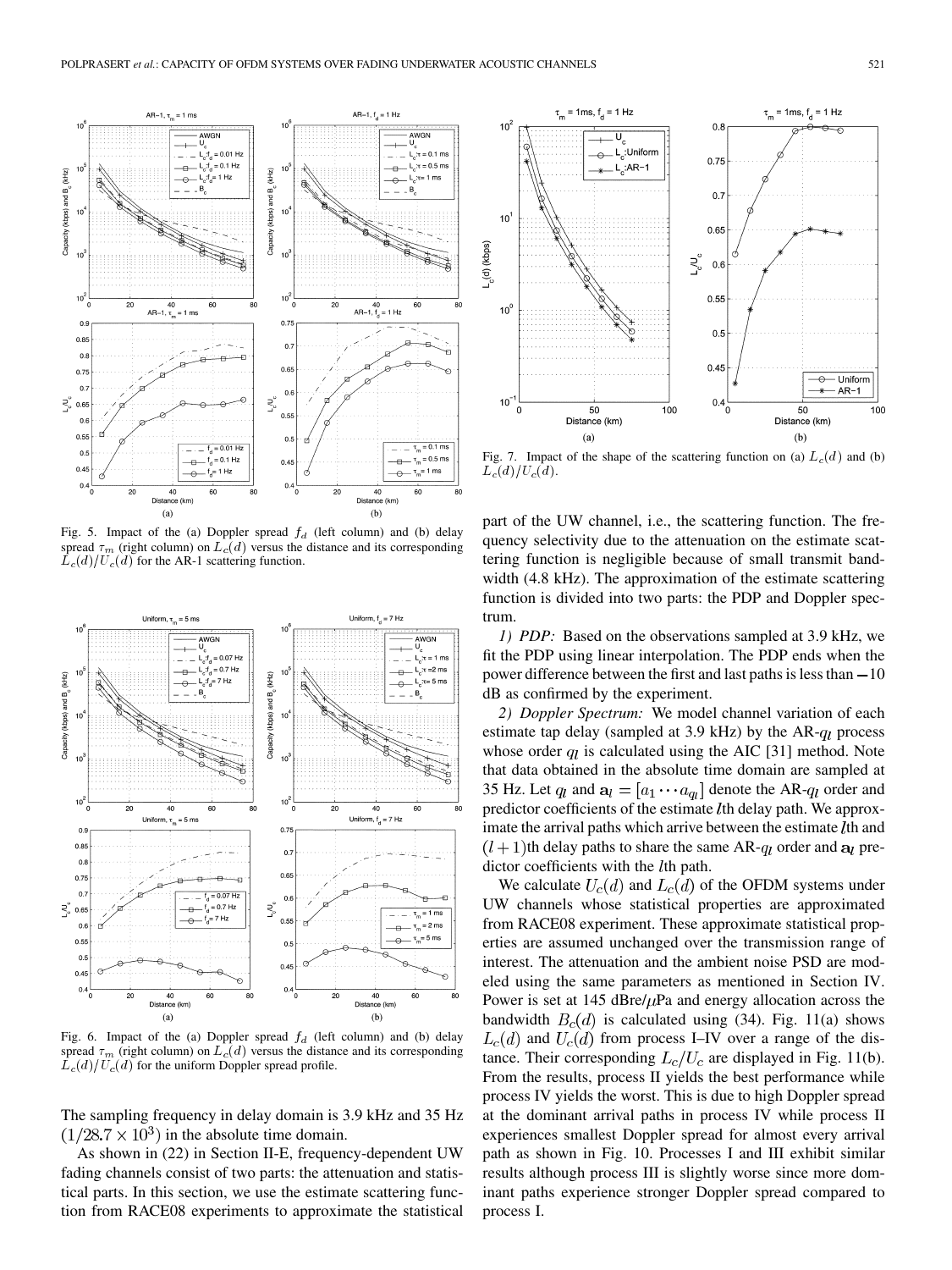Fig. 5. Impact of the (a) Doppler spread $f_d$ (left column) and (b) delay spread $\tau_m$ (right column) on $L_c(d)$ versus the distance and its corresponding $L_c(d)/U_c(d)$ for the AR-1 scattering function.

Fig. 6. Impact of the (a) Doppler spread $f_d$ (left column) and (b) delay spread $\tau_m$ (right column) on $L_c(d)$ versus the distance and its corresponding $L_c(d)/U_c(d)$ for the uniform Doppler spread profile.

The sampling frequency in delay domain is 3.9 kHz and 35 Hz $(1/28.7 \times 10^3)$ in the absolute time domain.

As shown in (22) in Section II-E, frequency-dependent UW fading channels consist of two parts: the attenuation and statistical parts. In this section, we use the estimate scattering function from RACE08 experiments to approximate the statistical part of the UW channel, i.e., the scattering function. The frequency selectivity due to the attenuation on the estimate scattering function is negligible because of small transmit bandwidth (4.8 kHz). The approximation of the estimate scattering function is divided into two parts: the PDP and Doppler spectrum.

Fig. 7. Impact of the shape of the scattering function on (a) $L_c(d)$ and (b) $L_c(d)/U_c(d)$.

*1) PDP:* Based on the observations sampled at 3.9 kHz, we fit the PDP using linear interpolation. The PDP ends when the power difference between the first and last paths is less than $-10$ dB as confirmed by the experiment.

*2) Doppler Spectrum:* We model channel variation of each estimate tap delay (sampled at 3.9 kHz) by the AR-$q_l$ process whose order $q_l$ is calculated using the AIC [31] method. Note that data obtained in the absolute time domain are sampled at 35 Hz. Let $q_l$ and $\mathbf{a}_l = [a_1 \cdots a_{q_l}]$ denote the AR-$q_l$ order and predictor coefficients of the estimate $l$th delay path. We approximate the arrival paths which arrive between the estimate $l$th and $(l+1)$th delay paths to share the same AR-$q_l$ order and $\mathbf{a}_l$ predictor coefficients with the $l$th path.

We calculate $U_c(d)$ and $L_c(d)$ of the OFDM systems under UW channels whose statistical properties are approximated from RACE08 experiment. These approximate statistical properties are assumed unchanged over the transmission range of interest. The attenuation and the ambient noise PSD are modeled using the same parameters as mentioned in Section IV. Power is set at 145 dBre/$\mu$Pa and energy allocation across the bandwidth $B_c(d)$ is calculated using (34). Fig. 11(a) shows $L_c(d)$ and $U_c(d)$ from process I–IV over a range of the distance. Their corresponding $L_c/U_c$ are displayed in Fig. 11(b). From the results, process II yields the best performance while process IV yields the worst. This is due to high Doppler spread at the dominant arrival paths in process IV while process II experiences smallest Doppler spread for almost every arrival path as shown in Fig. 10. Processes I and III exhibit similar results although process III is slightly worse since more dominant paths experience stronger Doppler spread compared to process I.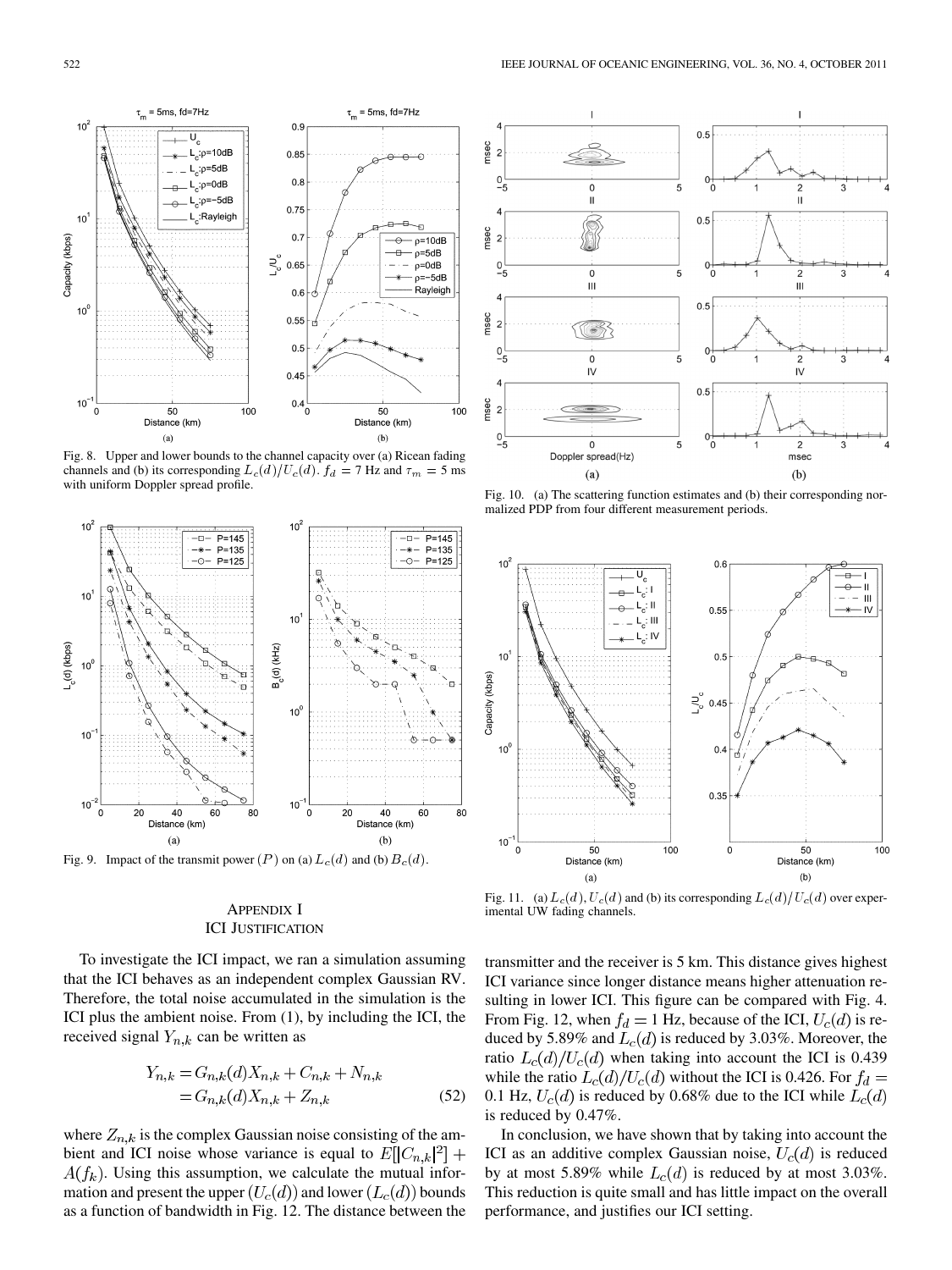Fig. 8. Upper and lower bounds to the channel capacity over (a) Ricean fading channels and (b) its corresponding $L_c(d)/U_c(d)$. $f_d = 7$ Hz and $\tau_m = 5$ ms with uniform Doppler spread profile.

Fig. 9. Impact of the transmit power $(P)$ on (a) $L_c(d)$ and (b) $B_c(d)$.

Fig. 10. (a) The scattering function estimates and (b) their corresponding normalized PDP from four different measurement periods.

Fig. 11. (a) $L_c(d), U_c(d)$ and (b) its corresponding $L_c(d)/U_c(d)$ over experimental UW fading channels.

## APPENDIX I
## ICI JUSTIFICATION

To investigate the ICI impact, we ran a simulation assuming that the ICI behaves as an independent complex Gaussian RV. Therefore, the total noise accumulated in the simulation is the ICI plus the ambient noise. From (1), by including the ICI, the received signal $Y_{n,k}$ can be written as

$$
\begin{aligned}
Y_{n,k} &= G_{n,k}(d)X_{n,k} + C_{n,k} + N_{n,k} \\
&= G_{n,k}(d)X_{n,k} + Z_{n,k}
\end{aligned} \tag{52}
$$

where $Z_{n,k}$ is the complex Gaussian noise consisting of the ambient and ICI noise whose variance is equal to $E[|C_{n,k}|^2] + A(f_k)$. Using this assumption, we calculate the mutual information and present the upper $(U_c(d))$ and lower $(L_c(d))$ bounds as a function of bandwidth in Fig. 12. The distance between the transmitter and the receiver is 5 km. This distance gives highest ICI variance since longer distance means higher attenuation resulting in lower ICI. This figure can be compared with Fig. 4. From Fig. 12, when $f_d = 1$ Hz, because of the ICI, $U_c(d)$ is reduced by 5.89% and $L_c(d)$ is reduced by 3.03%. Moreover, the ratio $L_c(d)/U_c(d)$ when taking into account the ICI is 0.439 while the ratio $L_c(d)/U_c(d)$ without the ICI is 0.426. For $f_d =$ 0.1 Hz, $U_c(d)$ is reduced by 0.68% due to the ICI while $L_c(d)$ is reduced by 0.47%.

In conclusion, we have shown that by taking into account the ICI as an additive complex Gaussian noise, $U_c(d)$ is reduced by at most 5.89% while $L_c(d)$ is reduced by at most 3.03%. This reduction is quite small and has little impact on the overall performance, and justifies our ICI setting.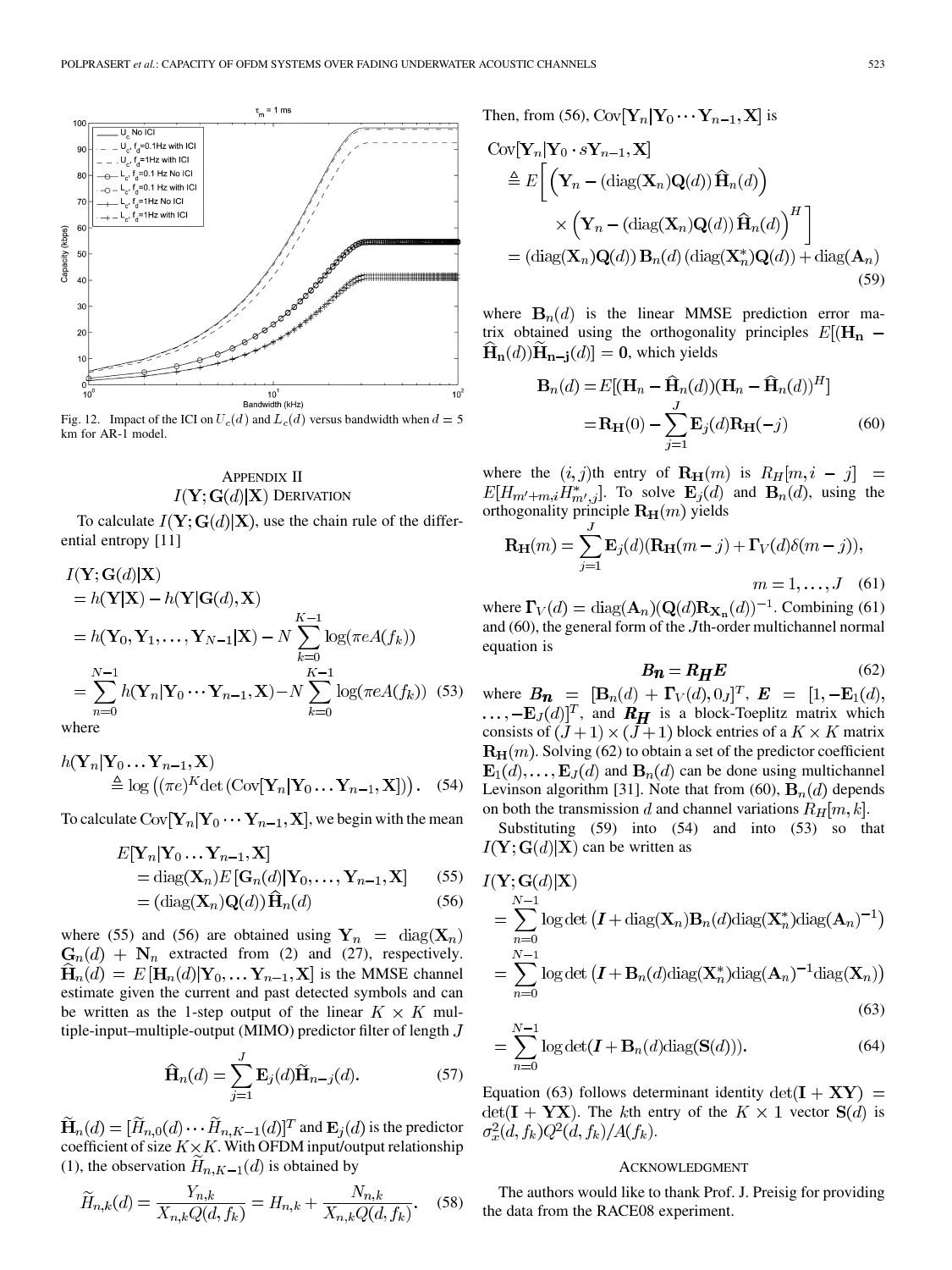Fig. 12. Impact of the ICI on $U_c(d)$ and $L_c(d)$ versus bandwidth when $d = 5$ km for AR-1 model.

## APPENDIX II
## $I(\mathbf{Y};\mathbf{G}(d)|\mathbf{X})$ DERIVATION

To calculate $I(\mathbf{Y};\mathbf{G}(d)|\mathbf{X})$, use the chain rule of the differential entropy [11]

$$
\begin{aligned}
I(\mathbf{Y};\mathbf{G}(d)|\mathbf{X}) &= h(\mathbf{Y}|\mathbf{X}) - h(\mathbf{Y}|\mathbf{G}(d),\mathbf{X}) \\
&= h(\mathbf{Y}_0,\mathbf{Y}_1,\ldots,\mathbf{Y}_{N-1}|\mathbf{X}) - N\sum_{k=0}^{K-1}\log(\pi e A(f_k)) \\
&= \sum_{n=0}^{N-1} h(\mathbf{Y}_n|\mathbf{Y}_0\cdots\mathbf{Y}_{n-1},\mathbf{X}) - N\sum_{k=0}^{K-1}\log(\pi e A(f_k)) \quad (53)
\end{aligned}
$$

where

$$
h(\mathbf{Y}_n|\mathbf{Y}_0\ldots\mathbf{Y}_{n-1},\mathbf{X}) \triangleq \log\left((\pi e)^K \det\left(\mathrm{Cov}[\mathbf{Y}_n|\mathbf{Y}_0\ldots\mathbf{Y}_{n-1},\mathbf{X}]\right)\right). \quad (54)
$$

To calculate $\mathrm{Cov}[\mathbf{Y}_n|\mathbf{Y}_0\cdots\mathbf{Y}_{n-1},\mathbf{X}]$, we begin with the mean

$$
\begin{aligned}
E[\mathbf{Y}_n|\mathbf{Y}_0\ldots\mathbf{Y}_{n-1},\mathbf{X}] &= \mathrm{diag}(\mathbf{X}_n)E\left[\mathbf{G}_n(d)|\mathbf{Y}_0,\ldots,\mathbf{Y}_{n-1},\mathbf{X}\right] \quad (55) \\
&= (\mathrm{diag}(\mathbf{X}_n)\mathbf{Q}(d))\,\widehat{\mathbf{H}}_n(d) \quad (56)
\end{aligned}
$$

where (55) and (56) are obtained using $\mathbf{Y}_n = \mathrm{diag}(\mathbf{X}_n)\,\mathbf{G}_n(d) + \mathbf{N}_n$ extracted from (2) and (27), respectively. $\widehat{\mathbf{H}}_n(d) = E[\mathbf{H}_n(d)|\mathbf{Y}_0,\ldots\mathbf{Y}_{n-1},\mathbf{X}]$ is the MMSE channel estimate given the current and past detected symbols and can be written as the 1-step output of the linear $K\times K$ multiple-input–multiple-output (MIMO) predictor filter of length $J$

$$
\widehat{\mathbf{H}}_n(d) = \sum_{j=1}^{J}\mathbf{E}_j(d)\widetilde{\mathbf{H}}_{n-j}(d). \quad (57)
$$

$\widetilde{\mathbf{H}}_n(d) = [\widetilde{H}_{n,0}(d)\cdots\widetilde{H}_{n,K-1}(d)]^T$ and $\mathbf{E}_j(d)$ is the predictor coefficient of size $K\times K$. With OFDM input/output relationship (1), the observation $\widetilde{H}_{n,K-1}(d)$ is obtained by

$$
\widetilde{H}_{n,k}(d) = \frac{Y_{n,k}}{X_{n,k}Q(d,f_k)} = H_{n,k} + \frac{N_{n,k}}{X_{n,k}Q(d,f_k)}. \quad (58)
$$

Then, from (56), $\mathrm{Cov}[\mathbf{Y}_n|\mathbf{Y}_0\cdots\mathbf{Y}_{n-1},\mathbf{X}]$ is

$$
\begin{aligned}
\mathrm{Cov}[\mathbf{Y}_n|\mathbf{Y}_0\cdot s\mathbf{Y}_{n-1},\mathbf{X}] &\triangleq E\Big[\left(\mathbf{Y}_n - (\mathrm{diag}(\mathbf{X}_n)\mathbf{Q}(d))\,\widehat{\mathbf{H}}_n(d)\right) \\
&\quad\times\left(\mathbf{Y}_n - (\mathrm{diag}(\mathbf{X}_n)\mathbf{Q}(d))\,\widehat{\mathbf{H}}_n(d)\right)^H\Big] \\
&= (\mathrm{diag}(\mathbf{X}_n)\mathbf{Q}(d))\,\mathbf{B}_n(d)\,(\mathrm{diag}(\mathbf{X}_n^*)\mathbf{Q}(d)) + \mathrm{diag}(\mathbf{A}_n) \quad (59)
\end{aligned}
$$

where $\mathbf{B}_n(d)$ is the linear MMSE prediction error matrix obtained using the orthogonality principles $E[(\mathbf{H_n} - \widehat{\mathbf{H}}_\mathbf{n}(d))\widetilde{\mathbf{H}}_{\mathbf{n-j}}(d)] = \mathbf{0}$, which yields

$$
\begin{aligned}
\mathbf{B}_n(d) &= E[(\mathbf{H}_n - \widehat{\mathbf{H}}_n(d))(\mathbf{H}_n - \widehat{\mathbf{H}}_n(d))^H] \\
&= \mathbf{R_H}(0) - \sum_{j=1}^{J}\mathbf{E}_j(d)\mathbf{R_H}(-j) \quad (60)
\end{aligned}
$$

where the $(i,j)$th entry of $\mathbf{R_H}(m)$ is $R_H[m,i-j] = E[H_{m'+m,i}H^*_{m',j}]$. To solve $\mathbf{E}_j(d)$ and $\mathbf{B}_n(d)$, using the orthogonality principle $\mathbf{R_H}(m)$ yields

$$
\mathbf{R_H}(m) = \sum_{j=1}^{J}\mathbf{E}_j(d)(\mathbf{R_H}(m-j) + \mathbf{\Gamma}_V(d)\delta(m-j)), \quad m = 1,\ldots,J \quad (61)
$$

where $\mathbf{\Gamma}_V(d) = \mathrm{diag}(\mathbf{A}_n)(\mathbf{Q}(d)\mathbf{R}_{\mathbf{X_n}}(d))^{-1}$. Combining (61) and (60), the general form of the $J$th-order multichannel normal equation is

$$
\boldsymbol{B_n} = \boldsymbol{R_H}\boldsymbol{E} \quad (62)
$$

where $\boldsymbol{B_n} = [\mathbf{B}_n(d) + \mathbf{\Gamma}_V(d), 0_J]^T$, $\boldsymbol{E} = [1, -\mathbf{E}_1(d),\ldots,-\mathbf{E}_J(d)]^T$, and $\boldsymbol{R_H}$ is a block-Toeplitz matrix which consists of $(J+1)\times(J+1)$ block entries of a $K\times K$ matrix $\mathbf{R_H}(m)$. Solving (62) to obtain a set of the predictor coefficient $\mathbf{E}_1(d),\ldots,\mathbf{E}_J(d)$ and $\mathbf{B}_n(d)$ can be done using multichannel Levinson algorithm [31]. Note that from (60), $\mathbf{B}_n(d)$ depends on both the transmission $d$ and channel variations $R_H[m,k]$.

Substituting (59) into (54) and into (53) so that $I(\mathbf{Y};\mathbf{G}(d)|\mathbf{X})$ can be written as

$$
\begin{aligned}
I(\mathbf{Y};\mathbf{G}(d)|\mathbf{X}) &= \sum_{n=0}^{N-1}\log\det\left(\boldsymbol{I} + \mathrm{diag}(\mathbf{X}_n)\mathbf{B}_n(d)\mathrm{diag}(\mathbf{X}_n^*)\mathrm{diag}(\mathbf{A}_n)^{-1}\right) \\
&= \sum_{n=0}^{N-1}\log\det\left(\boldsymbol{I} + \mathbf{B}_n(d)\mathrm{diag}(\mathbf{X}_n^*)\mathrm{diag}(\mathbf{A}_n)^{-1}\mathrm{diag}(\mathbf{X}_n)\right) \quad (63) \\
&= \sum_{n=0}^{N-1}\log\det(\boldsymbol{I} + \mathbf{B}_n(d)\mathrm{diag}(\mathbf{S}(d))). \quad (64)
\end{aligned}
$$

Equation (63) follows determinant identity $\det(\mathbf{I} + \mathbf{XY}) = \det(\mathbf{I} + \mathbf{YX})$. The $k$th entry of the $K\times 1$ vector $\mathbf{S}(d)$ is $\sigma_x^2(d,f_k)Q^2(d,f_k)/A(f_k)$.

## ACKNOWLEDGMENT

The authors would like to thank Prof. J. Preisig for providing the data from the RACE08 experiment.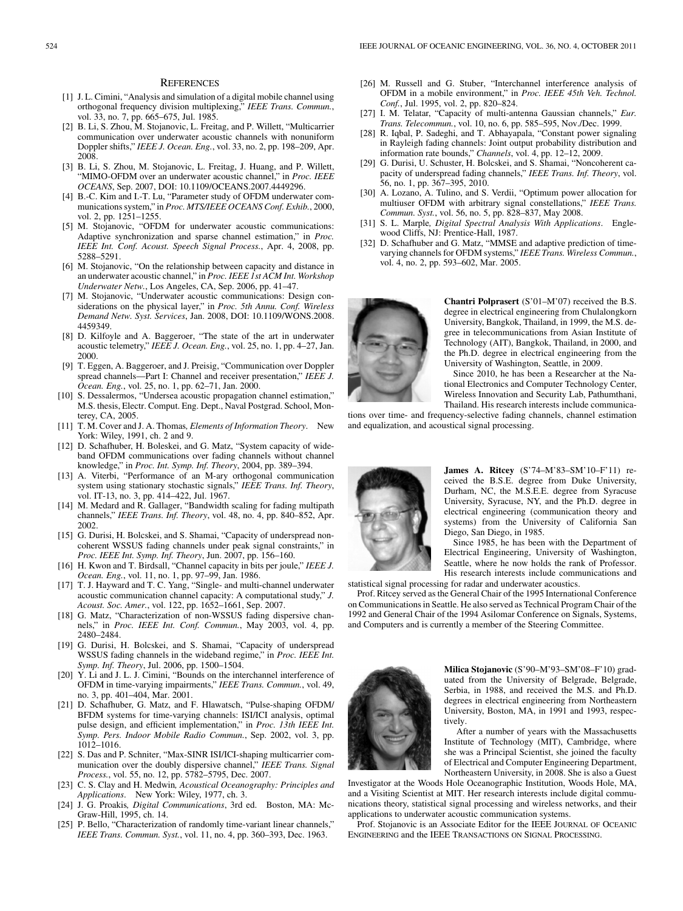## REFERENCES

[1] J. L. Cimini, "Analysis and simulation of a digital mobile channel using orthogonal frequency division multiplexing," *IEEE Trans. Commun.*, vol. 33, no. 7, pp. 665–675, Jul. 1985.

[2] B. Li, S. Zhou, M. Stojanovic, L. Freitag, and P. Willett, "Multicarrier communication over underwater acoustic channels with nonuniform Doppler shifts," *IEEE J. Ocean. Eng.*, vol. 33, no. 2, pp. 198–209, Apr. 2008.

[3] B. Li, S. Zhou, M. Stojanovic, L. Freitag, J. Huang, and P. Willett, "MIMO-OFDM over an underwater acoustic channel," in *Proc. IEEE OCEANS*, Sep. 2007, DOI: 10.1109/OCEANS.2007.4449296.

[4] B.-C. Kim and I.-T. Lu, "Parameter study of OFDM underwater communications system," in *Proc. MTS/IEEE OCEANS Conf. Exhib.*, 2000, vol. 2, pp. 1251–1255.

[5] M. Stojanovic, "OFDM for underwater acoustic communications: Adaptive synchronization and sparse channel estimation," in *Proc. IEEE Int. Conf. Acoust. Speech Signal Process.*, Apr. 4, 2008, pp. 5288–5291.

[6] M. Stojanovic, "On the relationship between capacity and distance in an underwater acoustic channel," in *Proc. IEEE 1st ACM Int. Workshop Underwater Netw.*, Los Angeles, CA, Sep. 2006, pp. 41–47.

[7] M. Stojanovic, "Underwater acoustic communications: Design considerations on the physical layer," in *Proc. 5th Annu. Conf. Wireless Demand Netw. Syst. Services*, Jan. 2008, DOI: 10.1109/WONS.2008.4459349.

[8] D. Kilfoyle and A. Baggeroer, "The state of the art in underwater acoustic telemetry," *IEEE J. Ocean. Eng.*, vol. 25, no. 1, pp. 4–27, Jan. 2000.

[9] T. Eggen, A. Baggeroer, and J. Preisig, "Communication over Doppler spread channels—Part I: Channel and receiver presentation," *IEEE J. Ocean. Eng.*, vol. 25, no. 1, pp. 62–71, Jan. 2000.

[10] S. Dessalermos, "Undersea acoustic propagation channel estimation," M.S. thesis, Electr. Comput. Eng. Dept., Naval Postgrad. School, Monterey, CA, 2005.

[11] T. M. Cover and J. A. Thomas, *Elements of Information Theory*. New York: Wiley, 1991, ch. 2 and 9.

[12] D. Schafhuber, H. Boleskei, and G. Matz, "System capacity of wideband OFDM communications over fading channels without channel knowledge," in *Proc. Int. Symp. Inf. Theory*, 2004, pp. 389–394.

[13] A. Viterbi, "Performance of an M-ary orthogonal communication system using stationary stochastic signals," *IEEE Trans. Inf. Theory*, vol. IT-13, no. 3, pp. 414–422, Jul. 1967.

[14] M. Medard and R. Gallager, "Bandwidth scaling for fading multipath channels," *IEEE Trans. Inf. Theory*, vol. 48, no. 4, pp. 840–852, Apr. 2002.

[15] G. Durisi, H. Bolcskei, and S. Shamai, "Capacity of underspread noncoherent WSSUS fading channels under peak signal constraints," in *Proc. IEEE Int. Symp. Inf. Theory*, Jun. 2007, pp. 156–160.

[16] H. Kwon and T. Birdsall, "Channel capacity in bits per joule," *IEEE J. Ocean. Eng.*, vol. 11, no. 1, pp. 97–99, Jan. 1986.

[17] T. J. Hayward and T. C. Yang, "Single- and multi-channel underwater acoustic communication channel capacity: A computational study," *J. Acoust. Soc. Amer.*, vol. 122, pp. 1652–1661, Sep. 2007.

[18] G. Matz, "Characterization of non-WSSUS fading dispersive channels," in *Proc. IEEE Int. Conf. Commun.*, May 2003, vol. 4, pp. 2480–2484.

[19] G. Durisi, H. Bolcskei, and S. Shamai, "Capacity of underspread WSSUS fading channels in the wideband regime," in *Proc. IEEE Int. Symp. Inf. Theory*, Jul. 2006, pp. 1500–1504.

[20] Y. Li and J. L. J. Cimini, "Bounds on the interchannel interference of OFDM in time-varying impairments," *IEEE Trans. Commun.*, vol. 49, no. 3, pp. 401–404, Mar. 2001.

[21] D. Schafhuber, G. Matz, and F. Hlawatsch, "Pulse-shaping OFDM/BFDM systems for time-varying channels: ISI/ICI analysis, optimal pulse design, and efficient implementation," in *Proc. 13th IEEE Int. Symp. Pers. Indoor Mobile Radio Commun.*, Sep. 2002, vol. 3, pp. 1012–1016.

[22] S. Das and P. Schniter, "Max-SINR ISI/ICI-shaping multicarrier communication over the doubly dispersive channel," *IEEE Trans. Signal Process.*, vol. 55, no. 12, pp. 5782–5795, Dec. 2007.

[23] C. S. Clay and H. Medwin, *Acoustical Oceanography: Principles and Applications*. New York: Wiley, 1977, ch. 3.

[24] J. G. Proakis, *Digital Communications*, 3rd ed. Boston, MA: McGraw-Hill, 1995, ch. 14.

[25] P. Bello, "Characterization of randomly time-variant linear channels," *IEEE Trans. Commun. Syst.*, vol. 11, no. 4, pp. 360–393, Dec. 1963.

[26] M. Russell and G. Stuber, "Interchannel interference analysis of OFDM in a mobile environment," in *Proc. IEEE 45th Veh. Technol. Conf.*, Jul. 1995, vol. 2, pp. 820–824.

[27] I. M. Telatar, "Capacity of multi-antenna Gaussian channels," *Eur. Trans. Telecommun.*, vol. 10, no. 6, pp. 585–595, Nov./Dec. 1999.

[28] R. Iqbal, P. Sadeghi, and T. Abhayapala, "Constant power signaling in Rayleigh fading channels: Joint output probability distribution and information rate bounds," *Channels*, vol. 4, pp. 12–12, 2009.

[29] G. Durisi, U. Schuster, H. Bolcskei, and S. Shamai, "Noncoherent capacity of underspread fading channels," *IEEE Trans. Inf. Theory*, vol. 56, no. 1, pp. 367–395, 2010.

[30] A. Lozano, A. Tulino, and S. Verdii, "Optimum power allocation for multiuser OFDM with arbitrary signal constellations," *IEEE Trans. Commun. Syst.*, vol. 56, no. 5, pp. 828–837, May 2008.

[31] S. L. Marple, *Digital Spectral Analysis With Applications*. Englewood Cliffs, NJ: Prentice-Hall, 1987.

[32] D. Schafhuber and G. Matz, "MMSE and adaptive prediction of time-varying channels for OFDM systems," *IEEE Trans. Wireless Commun.*, vol. 4, no. 2, pp. 593–602, Mar. 2005.

**Chantri Polprasert** (S'01–M'07) received the B.S. degree in electrical engineering from Chulalongkorn University, Bangkok, Thailand, in 1999, the M.S. degree in telecommunications from Asian Institute of Technology (AIT), Bangkok, Thailand, in 2000, and the Ph.D. degree in electrical engineering from the University of Washington, Seattle, in 2009.

Since 2010, he has been a Researcher at the National Electronics and Computer Technology Center, Wireless Innovation and Security Lab, Pathumthani, Thailand. His research interests include communications over time- and frequency-selective fading channels, channel estimation and equalization, and acoustical signal processing.

**James A. Ritcey** (S'74–M'83–SM'10–F'11) received the B.S.E. degree from Duke University, Durham, NC, the M.S.E.E. degree from Syracuse University, Syracuse, NY, and the Ph.D. degree in electrical engineering (communication theory and systems) from the University of California San Diego, San Diego, in 1985.

Since 1985, he has been with the Department of Electrical Engineering, University of Washington, Seattle, where he now holds the rank of Professor. His research interests include communications and statistical signal processing for radar and underwater acoustics.

Prof. Ritcey served as the General Chair of the 1995 International Conference on Communications in Seattle. He also served as Technical Program Chair of the 1992 and General Chair of the 1994 Asilomar Conference on Signals, Systems, and Computers and is currently a member of the Steering Committee.

**Milica Stojanovic** (S'90–M'93–SM'08–F'10) graduated from the University of Belgrade, Belgrade, Serbia, in 1988, and received the M.S. and Ph.D. degrees in electrical engineering from Northeastern University, Boston, MA, in 1991 and 1993, respectively.

After a number of years with the Massachusetts Institute of Technology (MIT), Cambridge, where she was a Principal Scientist, she joined the faculty of Electrical and Computer Engineering Department, Northeastern University, in 2008. She is also a Guest Investigator at the Woods Hole Oceanographic Institution, Woods Hole, MA, and a Visiting Scientist at MIT. Her research interests include digital communications theory, statistical signal processing and wireless networks, and their applications to underwater acoustic communication systems.

Prof. Stojanovic is an Associate Editor for the IEEE JOURNAL OF OCEANIC ENGINEERING and the IEEE TRANSACTIONS ON SIGNAL PROCESSING.